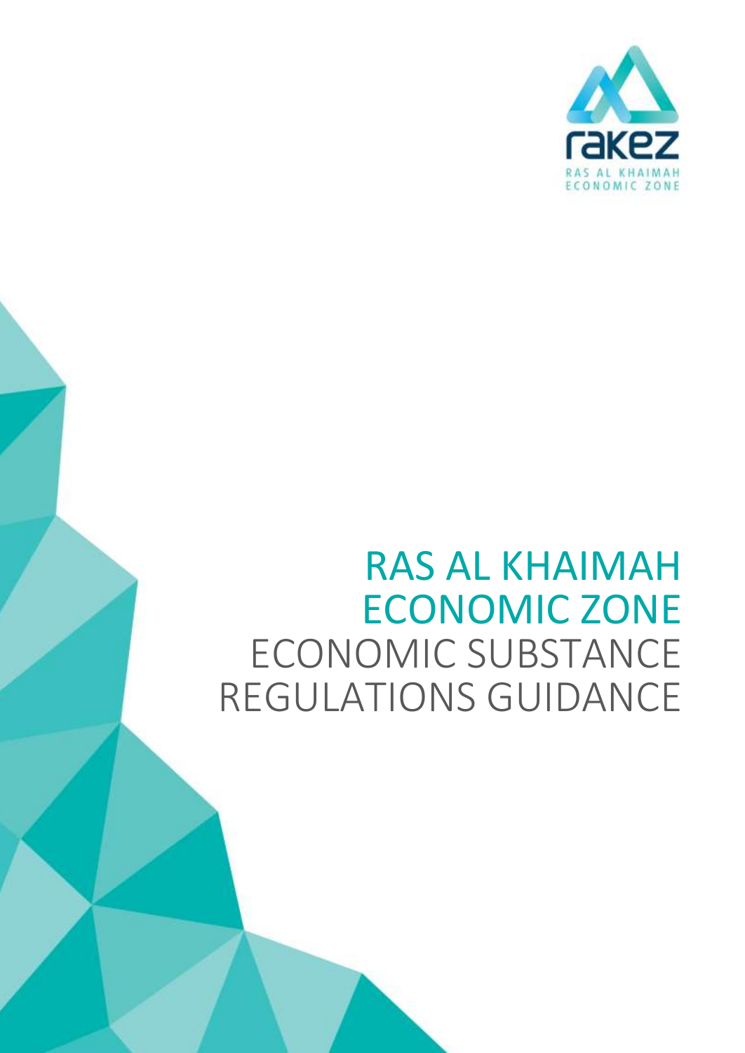rakez

RAS AL KHAIMAH ECONOMIC ZONE

# RAS AL KHAIMAH ECONOMIC ZONE ECONOMIC SUBSTANCE REGULATIONS GUIDANCE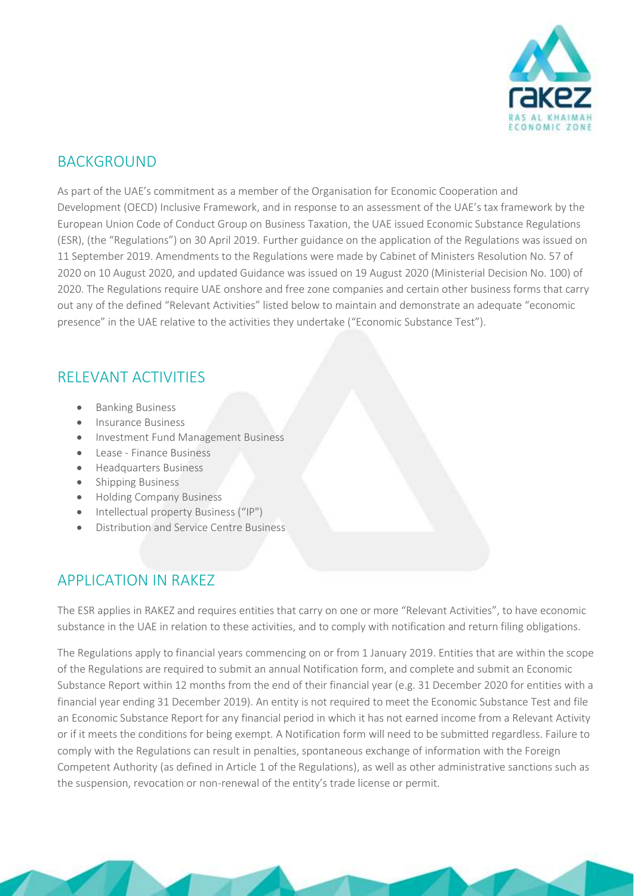## BACKGROUND

As part of the UAE's commitment as a member of the Organisation for Economic Cooperation and Development (OECD) Inclusive Framework, and in response to an assessment of the UAE's tax framework by the European Union Code of Conduct Group on Business Taxation, the UAE issued Economic Substance Regulations (ESR), (the "Regulations") on 30 April 2019. Further guidance on the application of the Regulations was issued on 11 September 2019. Amendments to the Regulations were made by Cabinet of Ministers Resolution No. 57 of 2020 on 10 August 2020, and updated Guidance was issued on 19 August 2020 (Ministerial Decision No. 100) of 2020. The Regulations require UAE onshore and free zone companies and certain other business forms that carry out any of the defined "Relevant Activities" listed below to maintain and demonstrate an adequate "economic presence" in the UAE relative to the activities they undertake ("Economic Substance Test").

## RELEVANT ACTIVITIES

- Banking Business
- Insurance Business
- Investment Fund Management Business
- Lease - Finance Business
- Headquarters Business
- Shipping Business
- Holding Company Business
- Intellectual property Business ("IP")
- Distribution and Service Centre Business

## APPLICATION IN RAKEZ

The ESR applies in RAKEZ and requires entities that carry on one or more "Relevant Activities", to have economic substance in the UAE in relation to these activities, and to comply with notification and return filing obligations.

The Regulations apply to financial years commencing on or from 1 January 2019. Entities that are within the scope of the Regulations are required to submit an annual Notification form, and complete and submit an Economic Substance Report within 12 months from the end of their financial year (e.g. 31 December 2020 for entities with a financial year ending 31 December 2019). An entity is not required to meet the Economic Substance Test and file an Economic Substance Report for any financial period in which it has not earned income from a Relevant Activity or if it meets the conditions for being exempt. A Notification form will need to be submitted regardless. Failure to comply with the Regulations can result in penalties, spontaneous exchange of information with the Foreign Competent Authority (as defined in Article 1 of the Regulations), as well as other administrative sanctions such as the suspension, revocation or non-renewal of the entity's trade license or permit.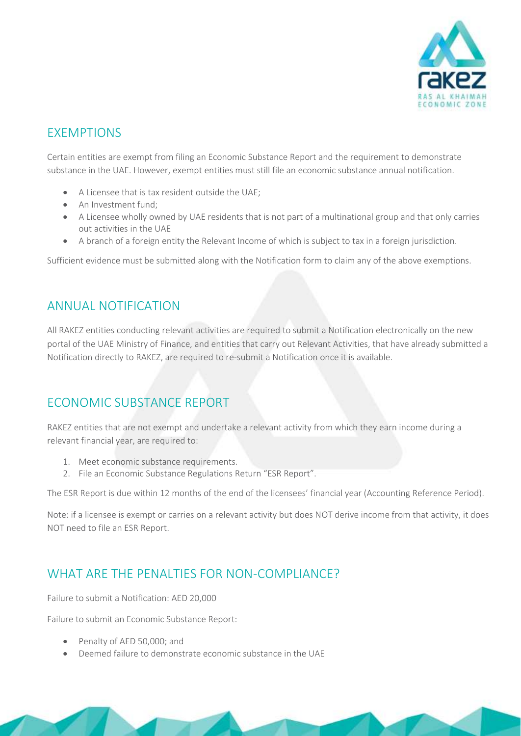## EXEMPTIONS

Certain entities are exempt from filing an Economic Substance Report and the requirement to demonstrate substance in the UAE. However, exempt entities must still file an economic substance annual notification.

- A Licensee that is tax resident outside the UAE;
- An Investment fund;
- A Licensee wholly owned by UAE residents that is not part of a multinational group and that only carries out activities in the UAE
- A branch of a foreign entity the Relevant Income of which is subject to tax in a foreign jurisdiction.

Sufficient evidence must be submitted along with the Notification form to claim any of the above exemptions.

## ANNUAL NOTIFICATION

All RAKEZ entities conducting relevant activities are required to submit a Notification electronically on the new portal of the UAE Ministry of Finance, and entities that carry out Relevant Activities, that have already submitted a Notification directly to RAKEZ, are required to re-submit a Notification once it is available.

## ECONOMIC SUBSTANCE REPORT

RAKEZ entities that are not exempt and undertake a relevant activity from which they earn income during a relevant financial year, are required to:

1. Meet economic substance requirements.
2. File an Economic Substance Regulations Return "ESR Report".

The ESR Report is due within 12 months of the end of the licensees' financial year (Accounting Reference Period).

Note: if a licensee is exempt or carries on a relevant activity but does NOT derive income from that activity, it does NOT need to file an ESR Report.

## WHAT ARE THE PENALTIES FOR NON-COMPLIANCE?

Failure to submit a Notification: AED 20,000

Failure to submit an Economic Substance Report:

- Penalty of AED 50,000; and
- Deemed failure to demonstrate economic substance in the UAE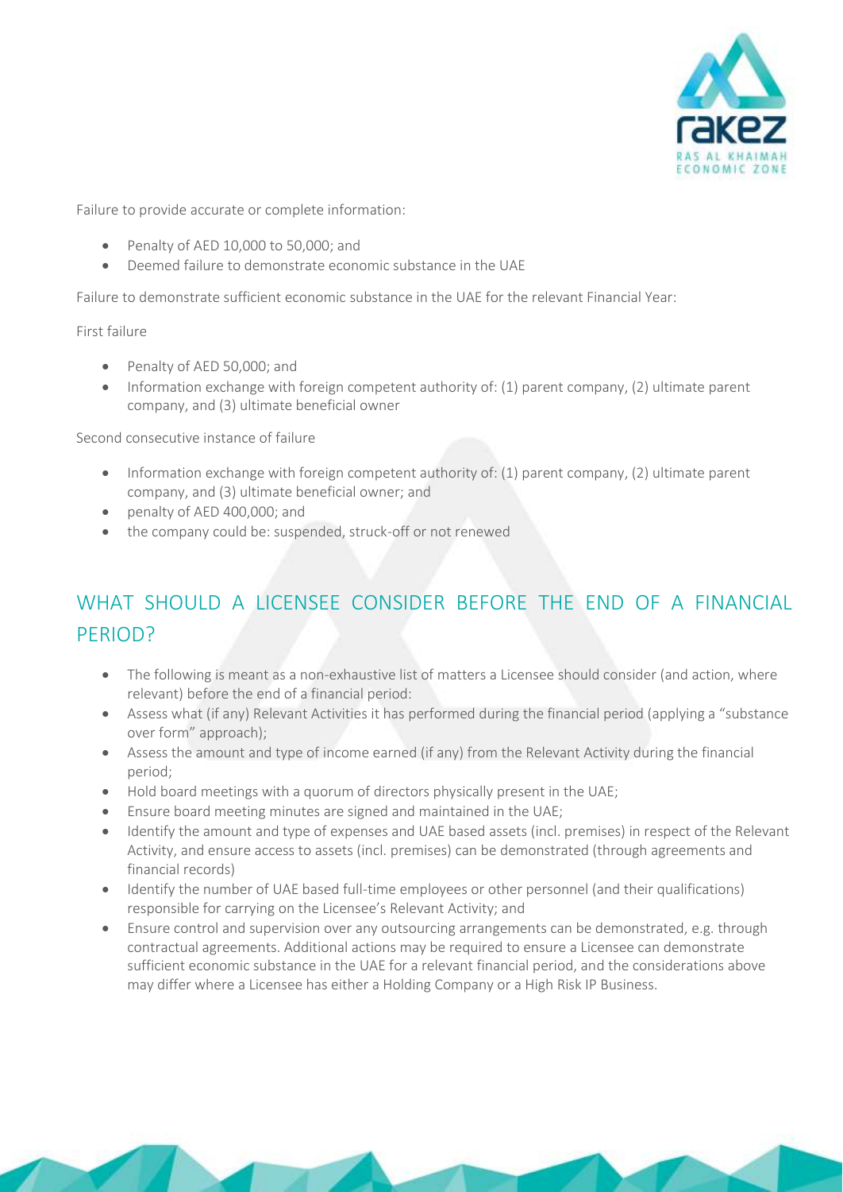Failure to provide accurate or complete information:

- Penalty of AED 10,000 to 50,000; and
- Deemed failure to demonstrate economic substance in the UAE

Failure to demonstrate sufficient economic substance in the UAE for the relevant Financial Year:

First failure

- Penalty of AED 50,000; and
- Information exchange with foreign competent authority of: (1) parent company, (2) ultimate parent company, and (3) ultimate beneficial owner

Second consecutive instance of failure

- Information exchange with foreign competent authority of: (1) parent company, (2) ultimate parent company, and (3) ultimate beneficial owner; and
- penalty of AED 400,000; and
- the company could be: suspended, struck-off or not renewed

## WHAT SHOULD A LICENSEE CONSIDER BEFORE THE END OF A FINANCIAL PERIOD?

- The following is meant as a non-exhaustive list of matters a Licensee should consider (and action, where relevant) before the end of a financial period:
- Assess what (if any) Relevant Activities it has performed during the financial period (applying a "substance over form" approach);
- Assess the amount and type of income earned (if any) from the Relevant Activity during the financial period;
- Hold board meetings with a quorum of directors physically present in the UAE;
- Ensure board meeting minutes are signed and maintained in the UAE;
- Identify the amount and type of expenses and UAE based assets (incl. premises) in respect of the Relevant Activity, and ensure access to assets (incl. premises) can be demonstrated (through agreements and financial records)
- Identify the number of UAE based full-time employees or other personnel (and their qualifications) responsible for carrying on the Licensee's Relevant Activity; and
- Ensure control and supervision over any outsourcing arrangements can be demonstrated, e.g. through contractual agreements. Additional actions may be required to ensure a Licensee can demonstrate sufficient economic substance in the UAE for a relevant financial period, and the considerations above may differ where a Licensee has either a Holding Company or a High Risk IP Business.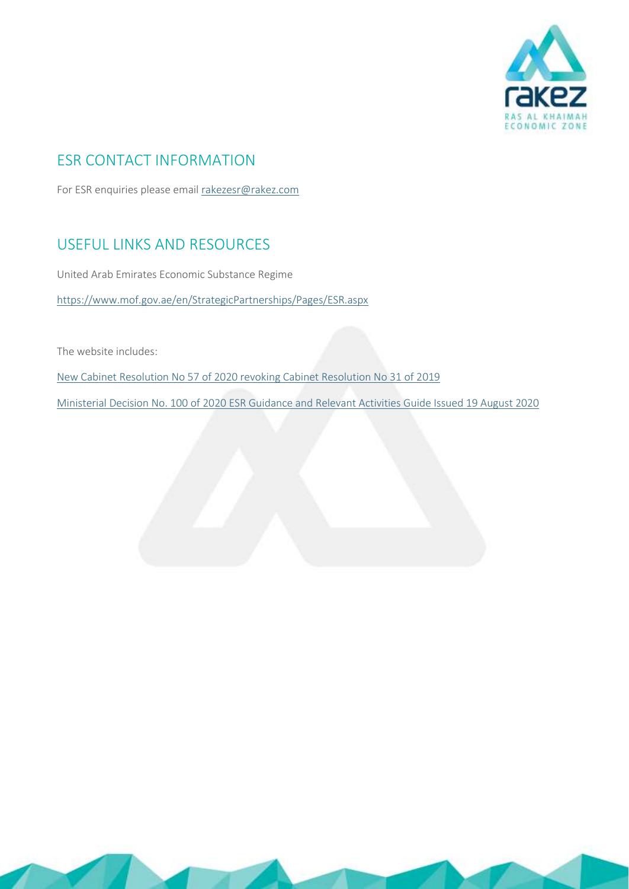## ESR CONTACT INFORMATION

For ESR enquiries please email [rakezesr@rakez.com](mailto:rakezesr@rakez.com)

## USEFUL LINKS AND RESOURCES

United Arab Emirates Economic Substance Regime

https://www.mof.gov.ae/en/StrategicPartnerships/Pages/ESR.aspx

The website includes:

New Cabinet Resolution No 57 of 2020 revoking Cabinet Resolution No 31 of 2019

Ministerial Decision No. 100 of 2020 ESR Guidance and Relevant Activities Guide Issued 19 August 2020